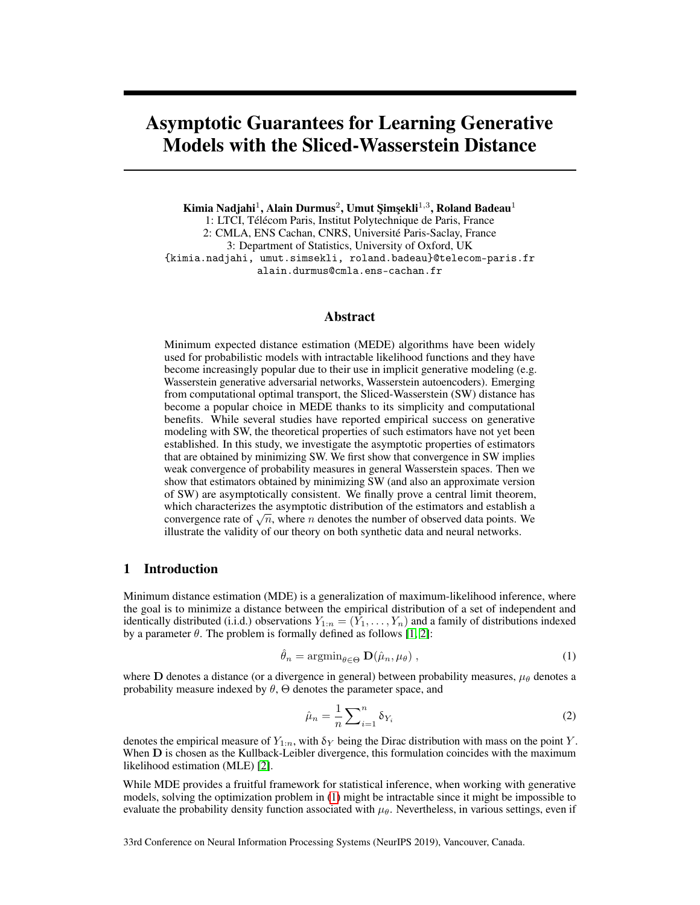# Asymptotic Guarantees for Learning Generative Models with the Sliced-Wasserstein Distance

**Kimia Nadjahi[1], Alain Durmus[2], Umut Şimşekli[1,3], Roland Badeau[1]**

1: LTCI, Télécom Paris, Institut Polytechnique de Paris, France
2: CMLA, ENS Cachan, CNRS, Université Paris-Saclay, France
3: Department of Statistics, University of Oxford, UK

{kimia.nadjahi, umut.simsekli, roland.badeau}@telecom-paris.fr
alain.durmus@cmla.ens-cachan.fr

## Abstract

Minimum expected distance estimation (MEDE) algorithms have been widely used for probabilistic models with intractable likelihood functions and they have become increasingly popular due to their use in implicit generative modeling (e.g. Wasserstein generative adversarial networks, Wasserstein autoencoders). Emerging from computational optimal transport, the Sliced-Wasserstein (SW) distance has become a popular choice in MEDE thanks to its simplicity and computational benefits. While several studies have reported empirical success on generative modeling with SW, the theoretical properties of such estimators have not yet been established. In this study, we investigate the asymptotic properties of estimators that are obtained by minimizing SW. We first show that convergence in SW implies weak convergence of probability measures in general Wasserstein spaces. Then we show that estimators obtained by minimizing SW (and also an approximate version of SW) are asymptotically consistent. We finally prove a central limit theorem, which characterizes the asymptotic distribution of the estimators and establish a convergence rate of $\sqrt{n}$, where $n$ denotes the number of observed data points. We illustrate the validity of our theory on both synthetic data and neural networks.

## 1 Introduction

Minimum distance estimation (MDE) is a generalization of maximum-likelihood inference, where the goal is to minimize a distance between the empirical distribution of a set of independent and identically distributed (i.i.d.) observations $Y_{1:n} = (Y_1, \dots, Y_n)$ and a family of distributions indexed by a parameter $\theta$. The problem is formally defined as follows [1, 2]:

$$\hat{\theta}_n = \operatorname{argmin}_{\theta \in \Theta} \mathbf{D}(\hat{\mu}_n, \mu_\theta) , \tag{1}$$

where $\mathbf{D}$ denotes a distance (or a divergence in general) between probability measures, $\mu_\theta$ denotes a probability measure indexed by $\theta$, $\Theta$ denotes the parameter space, and

$$\hat{\mu}_n = \frac{1}{n} \sum_{i=1}^{n} \delta_{Y_i} \tag{2}$$

denotes the empirical measure of $Y_{1:n}$, with $\delta_Y$ being the Dirac distribution with mass on the point $Y$. When $\mathbf{D}$ is chosen as the Kullback-Leibler divergence, this formulation coincides with the maximum likelihood estimation (MLE) [2].

While MDE provides a fruitful framework for statistical inference, when working with generative models, solving the optimization problem in (1) might be intractable since it might be impossible to evaluate the probability density function associated with $\mu_\theta$. Nevertheless, in various settings, even if

33rd Conference on Neural Information Processing Systems (NeurIPS 2019), Vancouver, Canada.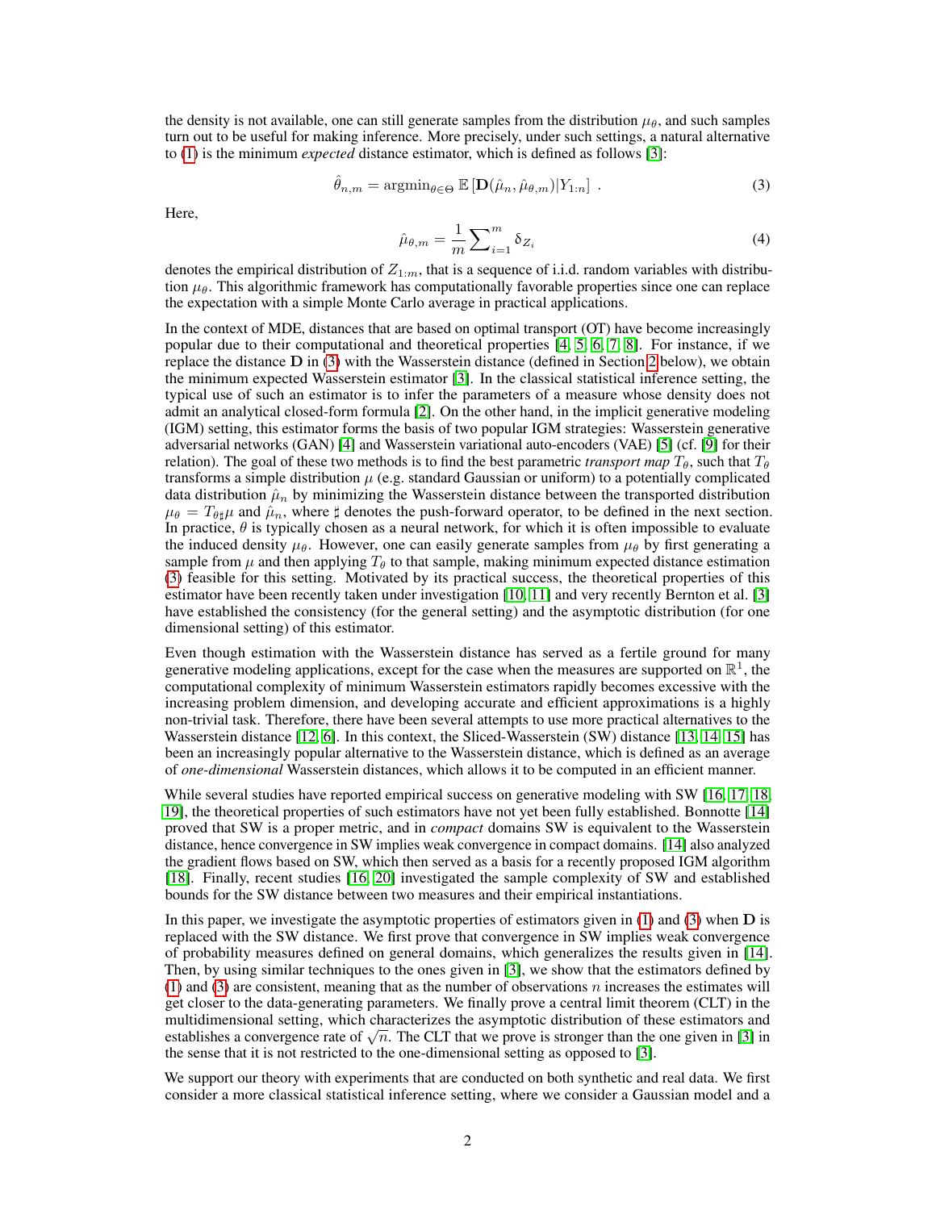the density is not available, one can still generate samples from the distribution $\mu_\theta$, and such samples turn out to be useful for making inference. More precisely, under such settings, a natural alternative to (1) is the minimum *expected* distance estimator, which is defined as follows [3]:

$$\hat{\theta}_{n,m} = \mathrm{argmin}_{\theta \in \Theta}\, \mathbb{E}\left[\mathbf{D}(\hat{\mu}_n, \hat{\mu}_{\theta,m}) | Y_{1:n}\right] . \tag{3}$$

Here,

$$\hat{\mu}_{\theta,m} = \frac{1}{m} \sum\nolimits_{i=1}^{m} \delta_{Z_i} \tag{4}$$

denotes the empirical distribution of $Z_{1:m}$, that is a sequence of i.i.d. random variables with distribution $\mu_\theta$. This algorithmic framework has computationally favorable properties since one can replace the expectation with a simple Monte Carlo average in practical applications.

In the context of MDE, distances that are based on optimal transport (OT) have become increasingly popular due to their computational and theoretical properties [4, 5, 6, 7, 8]. For instance, if we replace the distance $\mathbf{D}$ in (3) with the Wasserstein distance (defined in Section 2 below), we obtain the minimum expected Wasserstein estimator [3]. In the classical statistical inference setting, the typical use of such an estimator is to infer the parameters of a measure whose density does not admit an analytical closed-form formula [2]. On the other hand, in the implicit generative modeling (IGM) setting, this estimator forms the basis of two popular IGM strategies: Wasserstein generative adversarial networks (GAN) [4] and Wasserstein variational auto-encoders (VAE) [5] (cf. [9] for their relation). The goal of these two methods is to find the best parametric *transport map* $T_\theta$, such that $T_\theta$ transforms a simple distribution $\mu$ (e.g. standard Gaussian or uniform) to a potentially complicated data distribution $\hat{\mu}_n$ by minimizing the Wasserstein distance between the transported distribution $\mu_\theta = T_{\theta\sharp}\mu$ and $\hat{\mu}_n$, where $\sharp$ denotes the push-forward operator, to be defined in the next section. In practice, $\theta$ is typically chosen as a neural network, for which it is often impossible to evaluate the induced density $\mu_\theta$. However, one can easily generate samples from $\mu_\theta$ by first generating a sample from $\mu$ and then applying $T_\theta$ to that sample, making minimum expected distance estimation (3) feasible for this setting. Motivated by its practical success, the theoretical properties of this estimator have been recently taken under investigation [10, 11] and very recently Bernton et al. [3] have established the consistency (for the general setting) and the asymptotic distribution (for one dimensional setting) of this estimator.

Even though estimation with the Wasserstein distance has served as a fertile ground for many generative modeling applications, except for the case when the measures are supported on $\mathbb{R}^1$, the computational complexity of minimum Wasserstein estimators rapidly becomes excessive with the increasing problem dimension, and developing accurate and efficient approximations is a highly non-trivial task. Therefore, there have been several attempts to use more practical alternatives to the Wasserstein distance [12, 6]. In this context, the Sliced-Wasserstein (SW) distance [13, 14, 15] has been an increasingly popular alternative to the Wasserstein distance, which is defined as an average of *one-dimensional* Wasserstein distances, which allows it to be computed in an efficient manner.

While several studies have reported empirical success on generative modeling with SW [16, 17, 18, 19], the theoretical properties of such estimators have not yet been fully established. Bonnotte [14] proved that SW is a proper metric, and in *compact* domains SW is equivalent to the Wasserstein distance, hence convergence in SW implies weak convergence in compact domains. [14] also analyzed the gradient flows based on SW, which then served as a basis for a recently proposed IGM algorithm [18]. Finally, recent studies [16, 20] investigated the sample complexity of SW and established bounds for the SW distance between two measures and their empirical instantiations.

In this paper, we investigate the asymptotic properties of estimators given in (1) and (3) when $\mathbf{D}$ is replaced with the SW distance. We first prove that convergence in SW implies weak convergence of probability measures defined on general domains, which generalizes the results given in [14]. Then, by using similar techniques to the ones given in [3], we show that the estimators defined by (1) and (3) are consistent, meaning that as the number of observations $n$ increases the estimates will get closer to the data-generating parameters. We finally prove a central limit theorem (CLT) in the multidimensional setting, which characterizes the asymptotic distribution of these estimators and establishes a convergence rate of $\sqrt{n}$. The CLT that we prove is stronger than the one given in [3] in the sense that it is not restricted to the one-dimensional setting as opposed to [3].

We support our theory with experiments that are conducted on both synthetic and real data. We first consider a more classical statistical inference setting, where we consider a Gaussian model and a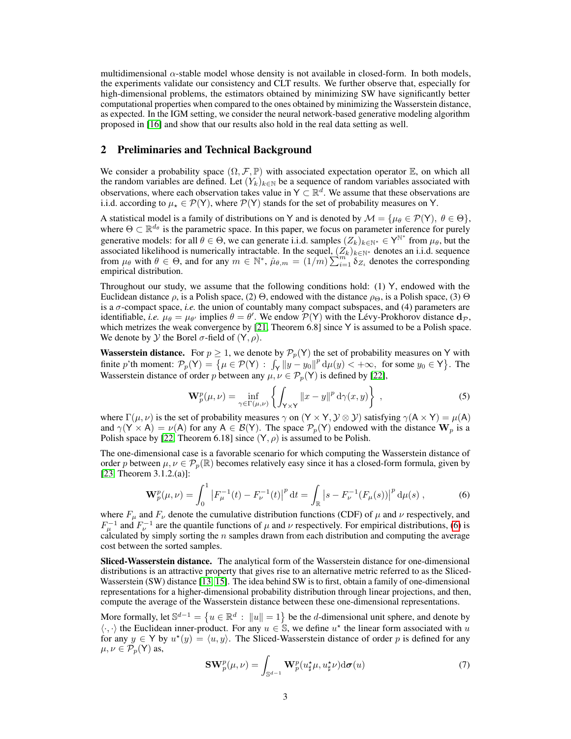multidimensional $\alpha$-stable model whose density is not available in closed-form. In both models, the experiments validate our consistency and CLT results. We further observe that, especially for high-dimensional problems, the estimators obtained by minimizing SW have significantly better computational properties when compared to the ones obtained by minimizing the Wasserstein distance, as expected. In the IGM setting, we consider the neural network-based generative modeling algorithm proposed in [16] and show that our results also hold in the real data setting as well.

## 2 Preliminaries and Technical Background

We consider a probability space $(\Omega, \mathcal{F}, \mathbb{P})$ with associated expectation operator $\mathbb{E}$, on which all the random variables are defined. Let $(Y_k)_{k\in\mathbb{N}}$ be a sequence of random variables associated with observations, where each observation takes value in $\mathsf{Y} \subset \mathbb{R}^d$. We assume that these observations are i.i.d. according to $\mu_\star \in \mathcal{P}(\mathsf{Y})$, where $\mathcal{P}(\mathsf{Y})$ stands for the set of probability measures on $\mathsf{Y}$.

A statistical model is a family of distributions on $\mathsf{Y}$ and is denoted by $\mathcal{M} = \{\mu_\theta \in \mathcal{P}(\mathsf{Y}),\ \theta \in \Theta\}$, where $\Theta \subset \mathbb{R}^{d_\theta}$ is the parametric space. In this paper, we focus on parameter inference for purely generative models: for all $\theta \in \Theta$, we can generate i.i.d. samples $(Z_k)_{k\in\mathbb{N}^*} \in \mathsf{Y}^{\mathbb{N}^*}$ from $\mu_\theta$, but the associated likelihood is numerically intractable. In the sequel, $(Z_k)_{k\in\mathbb{N}^*}$ denotes an i.i.d. sequence from $\mu_\theta$ with $\theta \in \Theta$, and for any $m \in \mathbb{N}^*$, $\hat{\mu}_{\theta,m} = (1/m)\sum_{i=1}^m \delta_{Z_i}$ denotes the corresponding empirical distribution.

Throughout our study, we assume that the following conditions hold: (1) $\mathsf{Y}$, endowed with the Euclidean distance $\rho$, is a Polish space, (2) $\Theta$, endowed with the distance $\rho_\Theta$, is a Polish space, (3) $\Theta$ is a $\sigma$-compact space, *i.e.* the union of countably many compact subspaces, and (4) parameters are identifiable, *i.e.* $\mu_\theta = \mu_{\theta'}$ implies $\theta = \theta'$. We endow $\mathcal{P}(\mathsf{Y})$ with the Lévy-Prokhorov distance $\mathbf{d}_\mathcal{P}$, which metrizes the weak convergence by [21, Theorem 6.8] since $\mathsf{Y}$ is assumed to be a Polish space. We denote by $\mathcal{Y}$ the Borel $\sigma$-field of $(\mathsf{Y}, \rho)$.

**Wasserstein distance.** For $p \geq 1$, we denote by $\mathcal{P}_p(\mathsf{Y})$ the set of probability measures on $\mathsf{Y}$ with finite $p$'th moment: $\mathcal{P}_p(\mathsf{Y}) = \left\{\mu \in \mathcal{P}(\mathsf{Y}) \,:\, \int_\mathsf{Y} \|y - y_0\|^p \,\mathrm{d}\mu(y) < +\infty,\ \text{for some } y_0 \in \mathsf{Y}\right\}$. The Wasserstein distance of order $p$ between any $\mu, \nu \in \mathcal{P}_p(\mathsf{Y})$ is defined by [22],

$$
\mathbf{W}_p^p(\mu, \nu) = \inf_{\gamma \in \Gamma(\mu,\nu)} \left\{ \int_{\mathsf{Y}\times\mathsf{Y}} \|x - y\|^p \,\mathrm{d}\gamma(x, y) \right\} , \tag{5}
$$

where $\Gamma(\mu, \nu)$ is the set of probability measures $\gamma$ on $(\mathsf{Y} \times \mathsf{Y}, \mathcal{Y} \otimes \mathcal{Y})$ satisfying $\gamma(\mathsf{A} \times \mathsf{Y}) = \mu(\mathsf{A})$ and $\gamma(\mathsf{Y} \times \mathsf{A}) = \nu(\mathsf{A})$ for any $\mathsf{A} \in \mathcal{B}(\mathsf{Y})$. The space $\mathcal{P}_p(\mathsf{Y})$ endowed with the distance $\mathbf{W}_p$ is a Polish space by [22, Theorem 6.18] since $(\mathsf{Y}, \rho)$ is assumed to be Polish.

The one-dimensional case is a favorable scenario for which computing the Wasserstein distance of order $p$ between $\mu, \nu \in \mathcal{P}_p(\mathbb{R})$ becomes relatively easy since it has a closed-form formula, given by [23, Theorem 3.1.2.(a)]:

$$
\mathbf{W}_p^p(\mu, \nu) = \int_0^1 \left|F_\mu^{-1}(t) - F_\nu^{-1}(t)\right|^p \mathrm{d}t = \int_\mathbb{R} \left|s - F_\nu^{-1}(F_\mu(s))\right|^p \mathrm{d}\mu(s) , \tag{6}
$$

where $F_\mu$ and $F_\nu$ denote the cumulative distribution functions (CDF) of $\mu$ and $\nu$ respectively, and $F_\mu^{-1}$ and $F_\nu^{-1}$ are the quantile functions of $\mu$ and $\nu$ respectively. For empirical distributions, (6) is calculated by simply sorting the $n$ samples drawn from each distribution and computing the average cost between the sorted samples.

**Sliced-Wasserstein distance.** The analytical form of the Wasserstein distance for one-dimensional distributions is an attractive property that gives rise to an alternative metric referred to as the Sliced-Wasserstein (SW) distance [13, 15]. The idea behind SW is to first, obtain a family of one-dimensional representations for a higher-dimensional probability distribution through linear projections, and then, compute the average of the Wasserstein distance between these one-dimensional representations.

More formally, let $\mathbb{S}^{d-1} = \left\{u \in \mathbb{R}^d \,:\, \|u\| = 1\right\}$ be the $d$-dimensional unit sphere, and denote by $\langle\cdot,\cdot\rangle$ the Euclidean inner-product. For any $u \in \mathbb{S}$, we define $u^\star$ the linear form associated with $u$ for any $y \in \mathsf{Y}$ by $u^\star(y) = \langle u, y\rangle$. The Sliced-Wasserstein distance of order $p$ is defined for any $\mu, \nu \in \mathcal{P}_p(\mathsf{Y})$ as,

$$
\mathbf{SW}_p^p(\mu, \nu) = \int_{\mathbb{S}^{d-1}} \mathbf{W}_p^p(u^\star_\sharp\mu, u^\star_\sharp\nu)\mathrm{d}\boldsymbol{\sigma}(u) \tag{7}
$$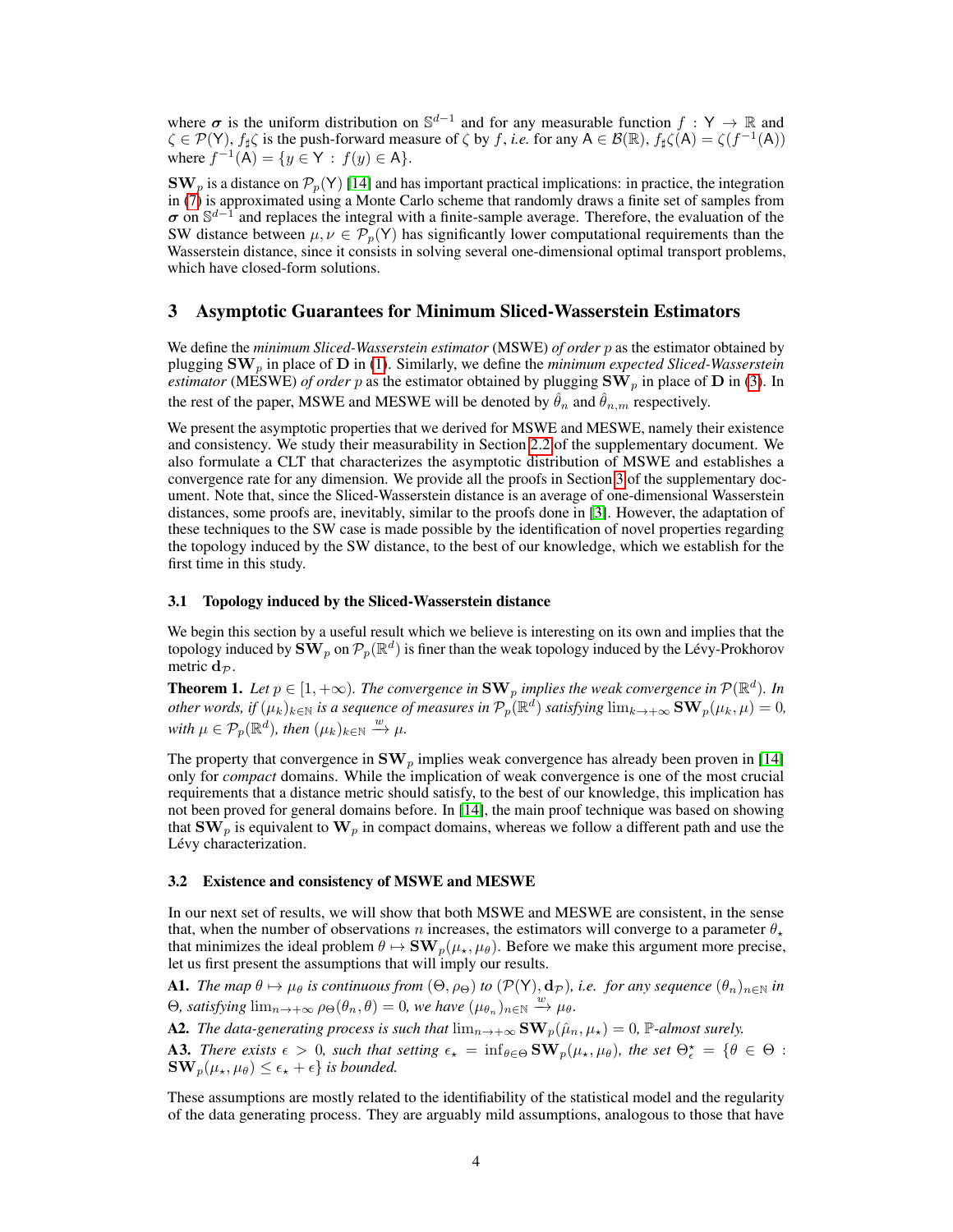where $\boldsymbol{\sigma}$ is the uniform distribution on $\mathbb{S}^{d-1}$ and for any measurable function $f : \mathsf{Y} \to \mathbb{R}$ and $\zeta \in \mathcal{P}(\mathsf{Y})$, $f_\sharp\zeta$ is the push-forward measure of $\zeta$ by $f$, *i.e.* for any $\mathsf{A} \in \mathcal{B}(\mathbb{R})$, $f_\sharp\zeta(\mathsf{A}) = \zeta(f^{-1}(\mathsf{A}))$ where $f^{-1}(\mathsf{A}) = \{y \in \mathsf{Y} : f(y) \in \mathsf{A}\}$.

$\mathbf{SW}_p$ is a distance on $\mathcal{P}_p(\mathsf{Y})$ [14] and has important practical implications: in practice, the integration in (7) is approximated using a Monte Carlo scheme that randomly draws a finite set of samples from $\boldsymbol{\sigma}$ on $\mathbb{S}^{d-1}$ and replaces the integral with a finite-sample average. Therefore, the evaluation of the SW distance between $\mu, \nu \in \mathcal{P}_p(\mathsf{Y})$ has significantly lower computational requirements than the Wasserstein distance, since it consists in solving several one-dimensional optimal transport problems, which have closed-form solutions.

## 3 Asymptotic Guarantees for Minimum Sliced-Wasserstein Estimators

We define the *minimum Sliced-Wasserstein estimator* (MSWE) *of order* $p$ as the estimator obtained by plugging $\mathbf{SW}_p$ in place of $\mathbf{D}$ in (1). Similarly, we define the *minimum expected Sliced-Wasserstein estimator* (MESWE) *of order* $p$ as the estimator obtained by plugging $\mathbf{SW}_p$ in place of $\mathbf{D}$ in (3). In the rest of the paper, MSWE and MESWE will be denoted by $\hat{\theta}_n$ and $\hat{\theta}_{n,m}$ respectively.

We present the asymptotic properties that we derived for MSWE and MESWE, namely their existence and consistency. We study their measurability in Section 2.2 of the supplementary document. We also formulate a CLT that characterizes the asymptotic distribution of MSWE and establishes a convergence rate for any dimension. We provide all the proofs in Section 3 of the supplementary document. Note that, since the Sliced-Wasserstein distance is an average of one-dimensional Wasserstein distances, some proofs are, inevitably, similar to the proofs done in [3]. However, the adaptation of these techniques to the SW case is made possible by the identification of novel properties regarding the topology induced by the SW distance, to the best of our knowledge, which we establish for the first time in this study.

### 3.1 Topology induced by the Sliced-Wasserstein distance

We begin this section by a useful result which we believe is interesting on its own and implies that the topology induced by $\mathbf{SW}_p$ on $\mathcal{P}_p(\mathbb{R}^d)$ is finer than the weak topology induced by the Lévy-Prokhorov metric $\mathbf{d}_\mathcal{P}$.

**Theorem 1.** *Let $p \in [1, +\infty)$. The convergence in $\mathbf{SW}_p$ implies the weak convergence in $\mathcal{P}(\mathbb{R}^d)$. In other words, if $(\mu_k)_{k\in\mathbb{N}}$ is a sequence of measures in $\mathcal{P}_p(\mathbb{R}^d)$ satisfying $\lim_{k\to+\infty} \mathbf{SW}_p(\mu_k, \mu) = 0$, with $\mu \in \mathcal{P}_p(\mathbb{R}^d)$, then $(\mu_k)_{k\in\mathbb{N}} \xrightarrow{w} \mu$.*

The property that convergence in $\mathbf{SW}_p$ implies weak convergence has already been proven in [14] only for *compact* domains. While the implication of weak convergence is one of the most crucial requirements that a distance metric should satisfy, to the best of our knowledge, this implication has not been proved for general domains before. In [14], the main proof technique was based on showing that $\mathbf{SW}_p$ is equivalent to $\mathbf{W}_p$ in compact domains, whereas we follow a different path and use the Lévy characterization.

### 3.2 Existence and consistency of MSWE and MESWE

In our next set of results, we will show that both MSWE and MESWE are consistent, in the sense that, when the number of observations $n$ increases, the estimators will converge to a parameter $\theta_\star$ that minimizes the ideal problem $\theta \mapsto \mathbf{SW}_p(\mu_\star, \mu_\theta)$. Before we make this argument more precise, let us first present the assumptions that will imply our results.

**A1.** *The map $\theta \mapsto \mu_\theta$ is continuous from $(\Theta, \rho_\Theta)$ to $(\mathcal{P}(\mathsf{Y}), \mathbf{d}_\mathcal{P})$, i.e. for any sequence $(\theta_n)_{n\in\mathbb{N}}$ in $\Theta$, satisfying $\lim_{n\to+\infty} \rho_\Theta(\theta_n, \theta) = 0$, we have $(\mu_{\theta_n})_{n\in\mathbb{N}} \xrightarrow{w} \mu_\theta$.*

**A2.** *The data-generating process is such that $\lim_{n\to+\infty} \mathbf{SW}_p(\hat{\mu}_n, \mu_\star) = 0$, $\mathbb{P}$-almost surely.*

**A3.** *There exists $\epsilon > 0$, such that setting $\epsilon_\star = \inf_{\theta\in\Theta} \mathbf{SW}_p(\mu_\star, \mu_\theta)$, the set $\Theta^\star_\epsilon = \{\theta \in \Theta : \mathbf{SW}_p(\mu_\star, \mu_\theta) \leq \epsilon_\star + \epsilon\}$ is bounded.*

These assumptions are mostly related to the identifiability of the statistical model and the regularity of the data generating process. They are arguably mild assumptions, analogous to those that have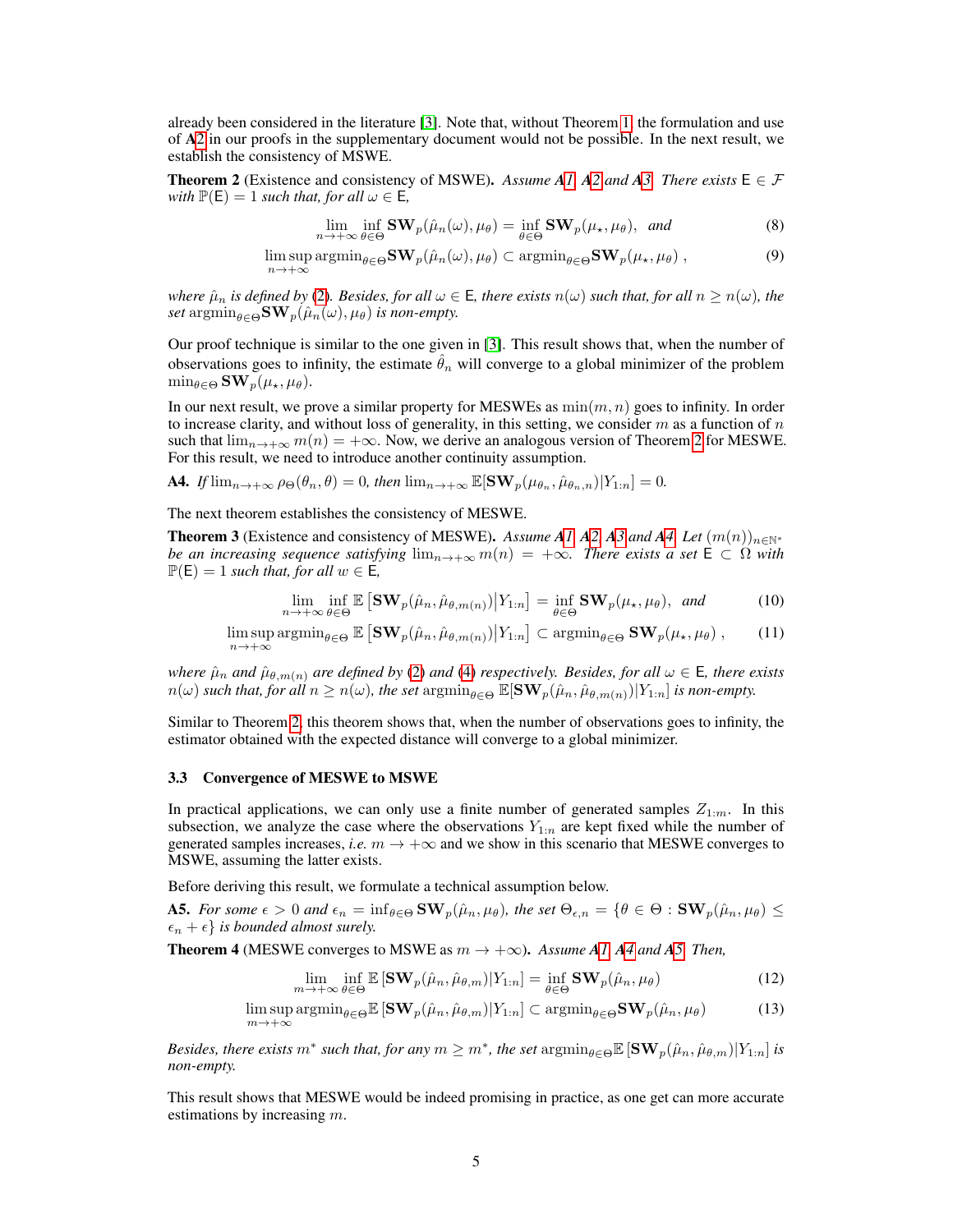already been considered in the literature [3]. Note that, without Theorem 1, the formulation and use of A2 in our proofs in the supplementary document would not be possible. In the next result, we establish the consistency of MSWE.

**Theorem 2** (Existence and consistency of MSWE). *Assume A1, A2 and A3. There exists* $\mathsf{E} \in \mathcal{F}$ *with* $\mathbb{P}(\mathsf{E}) = 1$ *such that, for all* $\omega \in \mathsf{E}$,

$$\lim_{n \to +\infty} \inf_{\theta \in \Theta} \mathbf{SW}_p(\hat{\mu}_n(\omega), \mu_\theta) = \inf_{\theta \in \Theta} \mathbf{SW}_p(\mu_\star, \mu_\theta), \quad \text{and} \tag{8}$$

$$\limsup_{n \to +\infty} \operatorname{argmin}_{\theta \in \Theta} \mathbf{SW}_p(\hat{\mu}_n(\omega), \mu_\theta) \subset \operatorname{argmin}_{\theta \in \Theta} \mathbf{SW}_p(\mu_\star, \mu_\theta) \,, \tag{9}$$

*where* $\hat{\mu}_n$ *is defined by* (2). *Besides, for all* $\omega \in \mathsf{E}$, *there exists* $n(\omega)$ *such that, for all* $n \geq n(\omega)$, *the set* $\operatorname{argmin}_{\theta \in \Theta} \mathbf{SW}_p(\hat{\mu}_n(\omega), \mu_\theta)$ *is non-empty.*

Our proof technique is similar to the one given in [3]. This result shows that, when the number of observations goes to infinity, the estimate $\hat{\theta}_n$ will converge to a global minimizer of the problem $\min_{\theta \in \Theta} \mathbf{SW}_p(\mu_\star, \mu_\theta)$.

In our next result, we prove a similar property for MESWEs as $\min(m, n)$ goes to infinity. In order to increase clarity, and without loss of generality, in this setting, we consider $m$ as a function of $n$ such that $\lim_{n \to +\infty} m(n) = +\infty$. Now, we derive an analogous version of Theorem 2 for MESWE. For this result, we need to introduce another continuity assumption.

**A4.** *If* $\lim_{n \to +\infty} \rho_\Theta(\theta_n, \theta) = 0$, *then* $\lim_{n \to +\infty} \mathbb{E}[\mathbf{SW}_p(\mu_{\theta_n}, \hat{\mu}_{\theta_n, n}) | Y_{1:n}] = 0$.

The next theorem establishes the consistency of MESWE.

**Theorem 3** (Existence and consistency of MESWE). *Assume A1, A2, A3 and A4. Let* $(m(n))_{n \in \mathbb{N}^*}$ *be an increasing sequence satisfying* $\lim_{n \to +\infty} m(n) = +\infty$. *There exists a set* $\mathsf{E} \subset \Omega$ *with* $\mathbb{P}(\mathsf{E}) = 1$ *such that, for all* $w \in \mathsf{E}$,

$$\lim_{n \to +\infty} \inf_{\theta \in \Theta} \mathbb{E}\left[\mathbf{SW}_p(\hat{\mu}_n, \hat{\mu}_{\theta, m(n)}) \middle| Y_{1:n}\right] = \inf_{\theta \in \Theta} \mathbf{SW}_p(\mu_\star, \mu_\theta), \quad \text{and} \tag{10}$$

$$\limsup_{n \to +\infty} \operatorname{argmin}_{\theta \in \Theta} \mathbb{E}\left[\mathbf{SW}_p(\hat{\mu}_n, \hat{\mu}_{\theta, m(n)}) \middle| Y_{1:n}\right] \subset \operatorname{argmin}_{\theta \in \Theta} \mathbf{SW}_p(\mu_\star, \mu_\theta) \,, \tag{11}$$

*where* $\hat{\mu}_n$ *and* $\hat{\mu}_{\theta, m(n)}$ *are defined by* (2) *and* (4) *respectively. Besides, for all* $\omega \in \mathsf{E}$, *there exists* $n(\omega)$ *such that, for all* $n \geq n(\omega)$, *the set* $\operatorname{argmin}_{\theta \in \Theta} \mathbb{E}[\mathbf{SW}_p(\hat{\mu}_n, \hat{\mu}_{\theta, m(n)}) | Y_{1:n}]$ *is non-empty.*

Similar to Theorem 2, this theorem shows that, when the number of observations goes to infinity, the estimator obtained with the expected distance will converge to a global minimizer.

### 3.3 Convergence of MESWE to MSWE

In practical applications, we can only use a finite number of generated samples $Z_{1:m}$. In this subsection, we analyze the case where the observations $Y_{1:n}$ are kept fixed while the number of generated samples increases, *i.e.* $m \to +\infty$ and we show in this scenario that MESWE converges to MSWE, assuming the latter exists.

Before deriving this result, we formulate a technical assumption below.

**A5.** *For some* $\epsilon > 0$ *and* $\epsilon_n = \inf_{\theta \in \Theta} \mathbf{SW}_p(\hat{\mu}_n, \mu_\theta)$, *the set* $\Theta_{\epsilon, n} = \{\theta \in \Theta : \mathbf{SW}_p(\hat{\mu}_n, \mu_\theta) \leq \epsilon_n + \epsilon\}$ *is bounded almost surely.*

**Theorem 4** (MESWE converges to MSWE as $m \to +\infty$). *Assume A1, A4 and A5. Then,*

$$\lim_{m \to +\infty} \inf_{\theta \in \Theta} \mathbb{E}\left[\mathbf{SW}_p(\hat{\mu}_n, \hat{\mu}_{\theta, m}) | Y_{1:n}\right] = \inf_{\theta \in \Theta} \mathbf{SW}_p(\hat{\mu}_n, \mu_\theta) \tag{12}$$

$$\limsup_{m \to +\infty} \operatorname{argmin}_{\theta \in \Theta} \mathbb{E}\left[\mathbf{SW}_p(\hat{\mu}_n, \hat{\mu}_{\theta, m}) | Y_{1:n}\right] \subset \operatorname{argmin}_{\theta \in \Theta} \mathbf{SW}_p(\hat{\mu}_n, \mu_\theta) \tag{13}$$

*Besides, there exists* $m^*$ *such that, for any* $m \geq m^*$, *the set* $\operatorname{argmin}_{\theta \in \Theta} \mathbb{E}\left[\mathbf{SW}_p(\hat{\mu}_n, \hat{\mu}_{\theta, m}) | Y_{1:n}\right]$ *is non-empty.*

This result shows that MESWE would be indeed promising in practice, as one get can more accurate estimations by increasing $m$.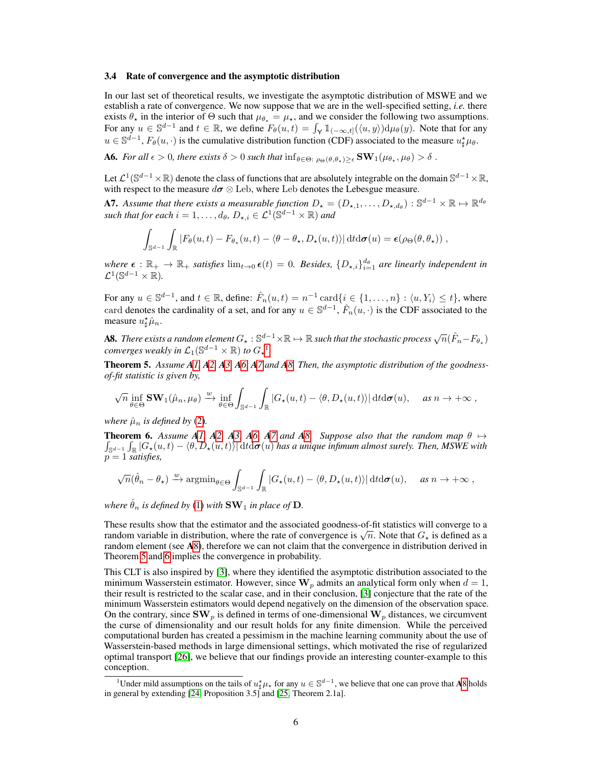### 3.4 Rate of convergence and the asymptotic distribution

In our last set of theoretical results, we investigate the asymptotic distribution of MSWE and we establish a rate of convergence. We now suppose that we are in the well-specified setting, *i.e.* there exists $\theta_\star$ in the interior of $\Theta$ such that $\mu_{\theta_\star} = \mu_\star$, and we consider the following two assumptions. For any $u \in \mathbb{S}^{d-1}$ and $t \in \mathbb{R}$, we define $F_\theta(u,t) = \int_{\mathsf{Y}} \mathbb{1}_{(-\infty,t]}(\langle u, y\rangle)\mathrm{d}\mu_\theta(y)$. Note that for any $u \in \mathbb{S}^{d-1}$, $F_\theta(u,\cdot)$ is the cumulative distribution function (CDF) associated to the measure $u^\star_\sharp \mu_\theta$.

**A6.** *For all $\epsilon > 0$, there exists $\delta > 0$ such that $\inf_{\theta \in \Theta:\, \rho_\Theta(\theta,\theta_\star) \geq \epsilon} \mathbf{SW}_1(\mu_{\theta_\star}, \mu_\theta) > \delta$ .*

Let $\mathcal{L}^1(\mathbb{S}^{d-1} \times \mathbb{R})$ denote the class of functions that are absolutely integrable on the domain $\mathbb{S}^{d-1} \times \mathbb{R}$, with respect to the measure $d\boldsymbol{\sigma} \otimes \mathrm{Leb}$, where Leb denotes the Lebesgue measure.

**A7.** *Assume that there exists a measurable function $D_\star = (D_{\star,1}, \ldots, D_{\star,d_\theta}) : \mathbb{S}^{d-1} \times \mathbb{R} \mapsto \mathbb{R}^{d_\theta}$ such that for each $i = 1, \ldots, d_\theta$, $D_{\star,i} \in \mathcal{L}^1(\mathbb{S}^{d-1} \times \mathbb{R})$ and*

$$\int_{\mathbb{S}^{d-1}} \int_{\mathbb{R}} |F_\theta(u,t) - F_{\theta_\star}(u,t) - \langle \theta - \theta_\star, D_\star(u,t)\rangle| \, \mathrm{d}t \mathrm{d}\boldsymbol{\sigma}(u) = \boldsymbol{\epsilon}(\rho_\Theta(\theta, \theta_\star)) \, ,$$

*where $\boldsymbol{\epsilon} : \mathbb{R}_+ \to \mathbb{R}_+$ satisfies $\lim_{t \to 0} \boldsymbol{\epsilon}(t) = 0$. Besides, $\{D_{\star,i}\}_{i=1}^{d_\theta}$ are linearly independent in $\mathcal{L}^1(\mathbb{S}^{d-1} \times \mathbb{R})$.*

For any $u \in \mathbb{S}^{d-1}$, and $t \in \mathbb{R}$, define: $\hat{F}_n(u,t) = n^{-1} \operatorname{card}\{i \in \{1, \ldots, n\} : \langle u, Y_i\rangle \leq t\}$, where card denotes the cardinality of a set, and for any $u \in \mathbb{S}^{d-1}$, $\hat{F}_n(u,\cdot)$ is the CDF associated to the measure $u^\star_\sharp \hat{\mu}_n$.

**A8.** *There exists a random element $G_\star : \mathbb{S}^{d-1} \times \mathbb{R} \mapsto \mathbb{R}$ such that the stochastic process $\sqrt{n}(\hat{F}_n - F_{\theta_\star})$ converges weakly in $\mathcal{L}_1(\mathbb{S}^{d-1} \times \mathbb{R})$ to $G_\star$.*[1]

**Theorem 5.** *Assume A1, A2, A3, A6, A7 and A8. Then, the asymptotic distribution of the goodness-of-fit statistic is given by,*

$$\sqrt{n} \inf_{\theta \in \Theta} \mathbf{SW}_1(\hat{\mu}_n, \mu_\theta) \xrightarrow{w} \inf_{\theta \in \Theta} \int_{\mathbb{S}^{d-1}} \int_{\mathbb{R}} |G_\star(u,t) - \langle \theta, D_\star(u,t)\rangle| \, \mathrm{d}t \mathrm{d}\boldsymbol{\sigma}(u), \quad \text{as } n \to +\infty \, ,$$

*where $\hat{\mu}_n$ is defined by (2).*

**Theorem 6.** *Assume A1, A2, A3, A6, A7 and A8. Suppose also that the random map $\theta \mapsto \int_{\mathbb{S}^{d-1}} \int_{\mathbb{R}} |G_\star(u,t) - \langle \theta, D_\star(u,t)\rangle| \, \mathrm{d}t \mathrm{d}\boldsymbol{\sigma}(u)$ has a unique infimum almost surely. Then, MSWE with $p = 1$ satisfies,*

$$\sqrt{n}(\hat{\theta}_n - \theta_\star) \xrightarrow{w} \operatorname{argmin}_{\theta \in \Theta} \int_{\mathbb{S}^{d-1}} \int_{\mathbb{R}} |G_\star(u,t) - \langle \theta, D_\star(u,t)\rangle| \, \mathrm{d}t \mathrm{d}\boldsymbol{\sigma}(u), \quad \text{as } n \to +\infty \, ,$$

*where $\hat{\theta}_n$ is defined by (1) with $\mathbf{SW}_1$ in place of $\mathbf{D}$.*

These results show that the estimator and the associated goodness-of-fit statistics will converge to a random variable in distribution, where the rate of convergence is $\sqrt{n}$. Note that $G_\star$ is defined as a random element (see A8), therefore we can not claim that the convergence in distribution derived in Theorem 5 and 6 implies the convergence in probability.

This CLT is also inspired by [3], where they identified the asymptotic distribution associated to the minimum Wasserstein estimator. However, since $\mathbf{W}_p$ admits an analytical form only when $d = 1$, their result is restricted to the scalar case, and in their conclusion, [3] conjecture that the rate of the minimum Wasserstein estimators would depend negatively on the dimension of the observation space. On the contrary, since $\mathbf{SW}_p$ is defined in terms of one-dimensional $\mathbf{W}_p$ distances, we circumvent the curse of dimensionality and our result holds for any finite dimension. While the perceived computational burden has created a pessimism in the machine learning community about the use of Wasserstein-based methods in large dimensional settings, which motivated the rise of regularized optimal transport [26], we believe that our findings provide an interesting counter-example to this conception.

[1] Under mild assumptions on the tails of $u^\star_\sharp \mu_\star$ for any $u \in \mathbb{S}^{d-1}$, we believe that one can prove that A8 holds in general by extending [24, Proposition 3.5] and [25, Theorem 2.1a].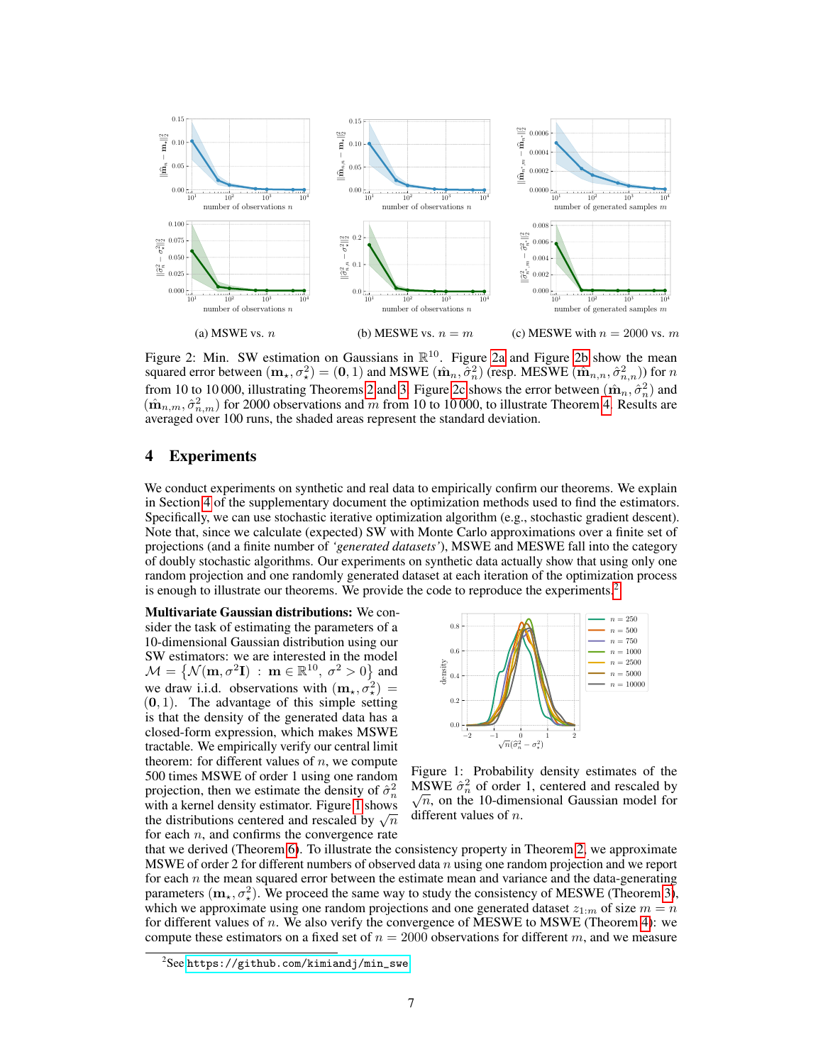(a) MSWE vs. $n$

(b) MESWE vs. $n = m$

(c) MESWE with $n = 2000$ vs. $m$

Figure 2: Min. SW estimation on Gaussians in $\mathbb{R}^{10}$. Figure 2a and Figure 2b show the mean squared error between $(\mathbf{m}_\star, \sigma_\star^2) = (\mathbf{0}, 1)$ and MSWE $(\hat{\mathbf{m}}_n, \hat{\sigma}_n^2)$ (resp. MESWE $(\hat{\mathbf{m}}_{n,n}, \hat{\sigma}_{n,n}^2)$) for $n$ from 10 to 10 000, illustrating Theorems 2 and 3. Figure 2c shows the error between $(\hat{\mathbf{m}}_n, \hat{\sigma}_n^2)$ and $(\hat{\mathbf{m}}_{n,m}, \hat{\sigma}_{n,m}^2)$ for 2000 observations and $m$ from 10 to 10 000, to illustrate Theorem 4. Results are averaged over 100 runs, the shaded areas represent the standard deviation.

## 4 Experiments

We conduct experiments on synthetic and real data to empirically confirm our theorems. We explain in Section 4 of the supplementary document the optimization methods used to find the estimators. Specifically, we can use stochastic iterative optimization algorithm (e.g., stochastic gradient descent). Note that, since we calculate (expected) SW with Monte Carlo approximations over a finite set of projections (and a finite number of *'generated datasets'*), MSWE and MESWE fall into the category of doubly stochastic algorithms. Our experiments on synthetic data actually show that using only one random projection and one randomly generated dataset at each iteration of the optimization process is enough to illustrate our theorems. We provide the code to reproduce the experiments.[2]

**Multivariate Gaussian distributions:** We consider the task of estimating the parameters of a 10-dimensional Gaussian distribution using our SW estimators: we are interested in the model $\mathcal{M} = \{\mathcal{N}(\mathbf{m}, \sigma^2 \mathbf{I}) \,:\, \mathbf{m} \in \mathbb{R}^{10},\ \sigma^2 > 0\}$ and we draw i.i.d. observations with $(\mathbf{m}_\star, \sigma_\star^2) = (\mathbf{0}, 1)$. The advantage of this simple setting is that the density of the generated data has a closed-form expression, which makes MSWE tractable. We empirically verify our central limit theorem: for different values of $n$, we compute 500 times MSWE of order 1 using one random projection, then we estimate the density of $\hat{\sigma}_n^2$ with a kernel density estimator. Figure 1 shows the distributions centered and rescaled by $\sqrt{n}$ for each $n$, and confirms the convergence rate that we derived (Theorem 6). To illustrate the consistency property in Theorem 2, we approximate MSWE of order 2 for different numbers of observed data $n$ using one random projection and we report for each $n$ the mean squared error between the estimate mean and variance and the data-generating parameters $(\mathbf{m}_\star, \sigma_\star^2)$. We proceed the same way to study the consistency of MESWE (Theorem 3), which we approximate using one random projections and one generated dataset $z_{1:m}$ of size $m = n$ for different values of $n$. We also verify the convergence of MESWE to MSWE (Theorem 4): we compute these estimators on a fixed set of $n = 2000$ observations for different $m$, and we measure

Figure 1: Probability density estimates of the MSWE $\hat{\sigma}_n^2$ of order 1, centered and rescaled by $\sqrt{n}$, on the 10-dimensional Gaussian model for different values of $n$.

[2] See https://github.com/kimiandj/min_swe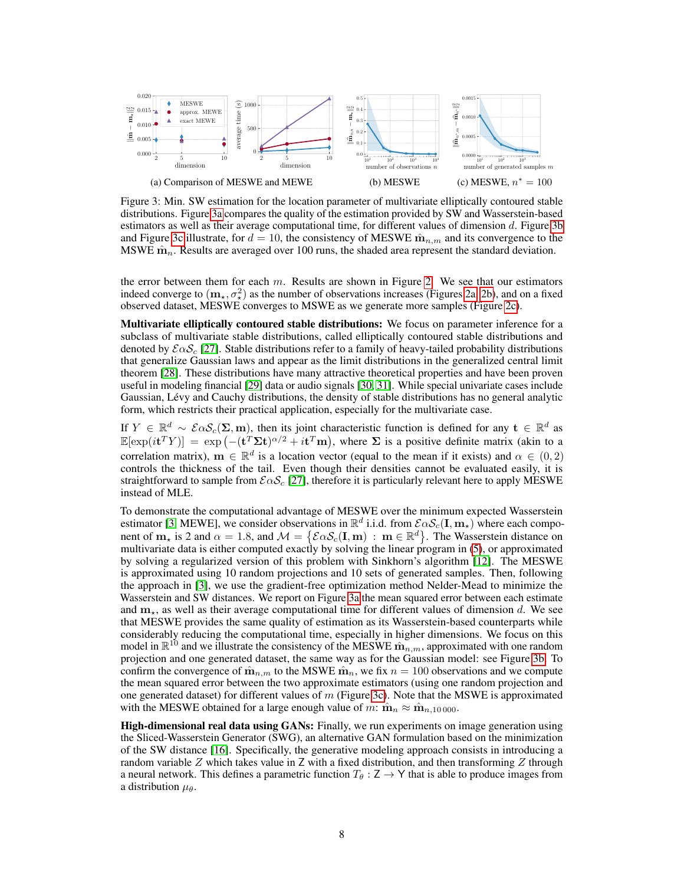(a) Comparison of MESWE and MEWE (b) MESWE (c) MESWE, $n^* = 100$

Figure 3: Min. SW estimation for the location parameter of multivariate elliptically contoured stable distributions. Figure 3a compares the quality of the estimation provided by SW and Wasserstein-based estimators as well as their average computational time, for different values of dimension $d$. Figure 3b and Figure 3c illustrate, for $d = 10$, the consistency of MESWE $\hat{\mathbf{m}}_{n,m}$ and its convergence to the MSWE $\hat{\mathbf{m}}_n$. Results are averaged over 100 runs, the shaded area represent the standard deviation.

the error between them for each $m$. Results are shown in Figure 2. We see that our estimators indeed converge to $(\mathbf{m}_\star, \sigma_\star^2)$ as the number of observations increases (Figures 2a, 2b), and on a fixed observed dataset, MESWE converges to MSWE as we generate more samples (Figure 2c).

**Multivariate elliptically contoured stable distributions:** We focus on parameter inference for a subclass of multivariate stable distributions, called elliptically contoured stable distributions and denoted by $\mathcal{E}\alpha\mathcal{S}_c$ [27]. Stable distributions refer to a family of heavy-tailed probability distributions that generalize Gaussian laws and appear as the limit distributions in the generalized central limit theorem [28]. These distributions have many attractive theoretical properties and have been proven useful in modeling financial [29] data or audio signals [30, 31]. While special univariate cases include Gaussian, Lévy and Cauchy distributions, the density of stable distributions has no general analytic form, which restricts their practical application, especially for the multivariate case.

If $Y \in \mathbb{R}^d \sim \mathcal{E}\alpha\mathcal{S}_c(\mathbf{\Sigma}, \mathbf{m})$, then its joint characteristic function is defined for any $\mathbf{t} \in \mathbb{R}^d$ as $\mathbb{E}[\exp(i\mathbf{t}^T Y)] = \exp\left(-(\mathbf{t}^T\mathbf{\Sigma}\mathbf{t})^{\alpha/2} + i\mathbf{t}^T\mathbf{m}\right)$, where $\mathbf{\Sigma}$ is a positive definite matrix (akin to a correlation matrix), $\mathbf{m} \in \mathbb{R}^d$ is a location vector (equal to the mean if it exists) and $\alpha \in (0, 2)$ controls the thickness of the tail. Even though their densities cannot be evaluated easily, it is straightforward to sample from $\mathcal{E}\alpha\mathcal{S}_c$ [27], therefore it is particularly relevant here to apply MESWE instead of MLE.

To demonstrate the computational advantage of MESWE over the minimum expected Wasserstein estimator [3, MEWE], we consider observations in $\mathbb{R}^d$ i.i.d. from $\mathcal{E}\alpha\mathcal{S}_c(\mathbf{I}, \mathbf{m}_\star)$ where each component of $\mathbf{m}_\star$ is 2 and $\alpha = 1.8$, and $\mathcal{M} = \left\{\mathcal{E}\alpha\mathcal{S}_c(\mathbf{I}, \mathbf{m}) \,:\, \mathbf{m} \in \mathbb{R}^d\right\}$. The Wasserstein distance on multivariate data is either computed exactly by solving the linear program in (5), or approximated by solving a regularized version of this problem with Sinkhorn's algorithm [12]. The MESWE is approximated using 10 random projections and 10 sets of generated samples. Then, following the approach in [3], we use the gradient-free optimization method Nelder-Mead to minimize the Wasserstein and SW distances. We report on Figure 3a the mean squared error between each estimate and $\mathbf{m}_\star$, as well as their average computational time for different values of dimension $d$. We see that MESWE provides the same quality of estimation as its Wasserstein-based counterparts while considerably reducing the computational time, especially in higher dimensions. We focus on this model in $\mathbb{R}^{10}$ and we illustrate the consistency of the MESWE $\hat{\mathbf{m}}_{n,m}$, approximated with one random projection and one generated dataset, the same way as for the Gaussian model: see Figure 3b. To confirm the convergence of $\hat{\mathbf{m}}_{n,m}$ to the MSWE $\hat{\mathbf{m}}_n$, we fix $n = 100$ observations and we compute the mean squared error between the two approximate estimators (using one random projection and one generated dataset) for different values of $m$ (Figure 3c). Note that the MSWE is approximated with the MESWE obtained for a large enough value of $m$: $\hat{\mathbf{m}}_n \approx \hat{\mathbf{m}}_{n,10\,000}$.

**High-dimensional real data using GANs:** Finally, we run experiments on image generation using the Sliced-Wasserstein Generator (SWG), an alternative GAN formulation based on the minimization of the SW distance [16]. Specifically, the generative modeling approach consists in introducing a random variable $Z$ which takes value in $\mathsf{Z}$ with a fixed distribution, and then transforming $Z$ through a neural network. This defines a parametric function $T_\theta : \mathsf{Z} \to \mathsf{Y}$ that is able to produce images from a distribution $\mu_\theta$.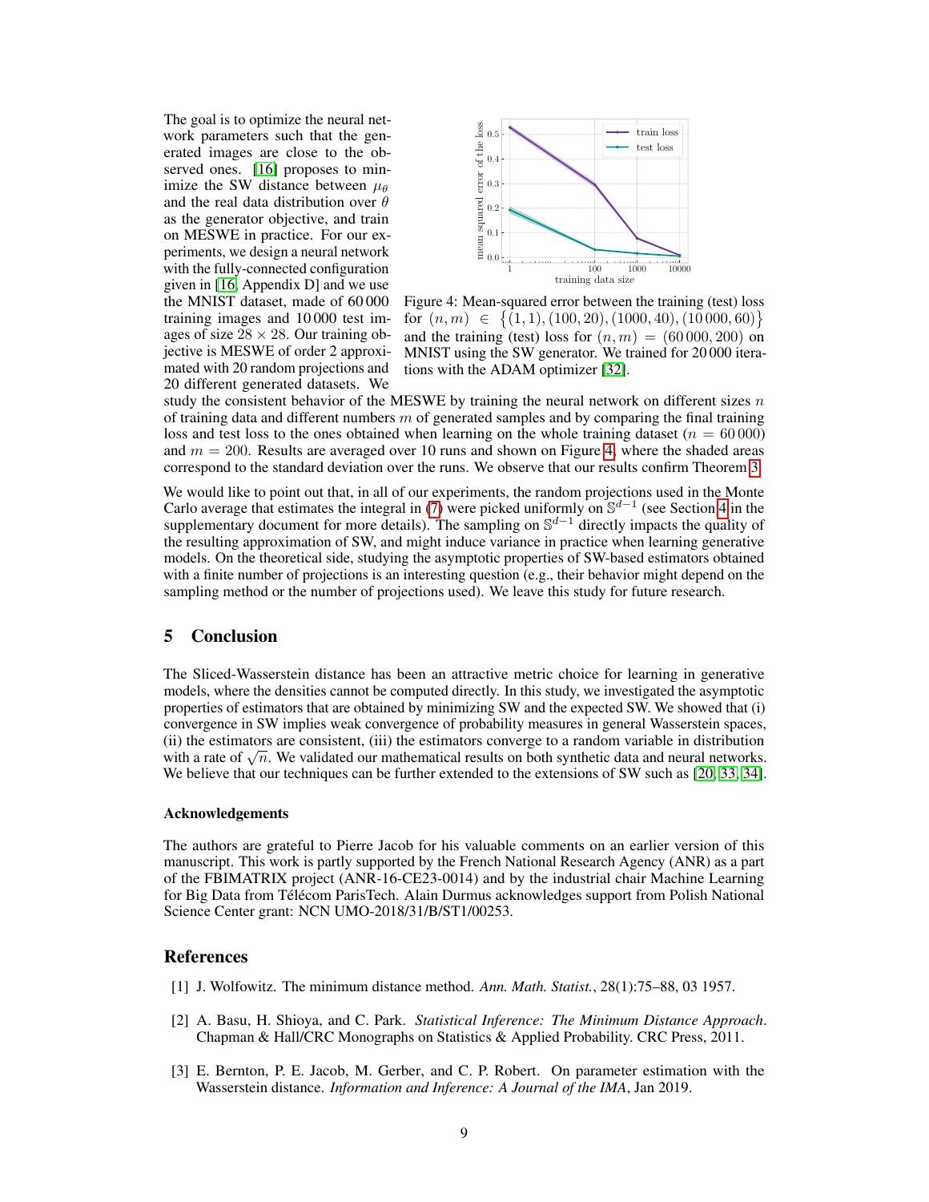The goal is to optimize the neural network parameters such that the generated images are close to the observed ones. [16] proposes to minimize the SW distance between $\mu_\theta$ and the real data distribution over $\theta$ as the generator objective, and train on MESWE in practice. For our experiments, we design a neural network with the fully-connected configuration given in [16, Appendix D] and we use the MNIST dataset, made of 60 000 training images and 10 000 test images of size $28 \times 28$. Our training objective is MESWE of order 2 approximated with 20 random projections and 20 different generated datasets. We study the consistent behavior of the MESWE by training the neural network on different sizes $n$ of training data and different numbers $m$ of generated samples and by comparing the final training loss and test loss to the ones obtained when learning on the whole training dataset ($n = 60\,000$) and $m = 200$. Results are averaged over 10 runs and shown on Figure 4, where the shaded areas correspond to the standard deviation over the runs. We observe that our results confirm Theorem 3.

Figure 4: Mean-squared error between the training (test) loss for $(n, m) \in \{(1, 1), (100, 20), (1000, 40), (10\,000, 60)\}$ and the training (test) loss for $(n, m) = (60\,000, 200)$ on MNIST using the SW generator. We trained for 20 000 iterations with the ADAM optimizer [32].

We would like to point out that, in all of our experiments, the random projections used in the Monte Carlo average that estimates the integral in (7) were picked uniformly on $\mathbb{S}^{d-1}$ (see Section 4 in the supplementary document for more details). The sampling on $\mathbb{S}^{d-1}$ directly impacts the quality of the resulting approximation of SW, and might induce variance in practice when learning generative models. On the theoretical side, studying the asymptotic properties of SW-based estimators obtained with a finite number of projections is an interesting question (e.g., their behavior might depend on the sampling method or the number of projections used). We leave this study for future research.

## 5 Conclusion

The Sliced-Wasserstein distance has been an attractive metric choice for learning in generative models, where the densities cannot be computed directly. In this study, we investigated the asymptotic properties of estimators that are obtained by minimizing SW and the expected SW. We showed that (i) convergence in SW implies weak convergence of probability measures in general Wasserstein spaces, (ii) the estimators are consistent, (iii) the estimators converge to a random variable in distribution with a rate of $\sqrt{n}$. We validated our mathematical results on both synthetic data and neural networks. We believe that our techniques can be further extended to the extensions of SW such as [20, 33, 34].

### Acknowledgements

The authors are grateful to Pierre Jacob for his valuable comments on an earlier version of this manuscript. This work is partly supported by the French National Research Agency (ANR) as a part of the FBIMATRIX project (ANR-16-CE23-0014) and by the industrial chair Machine Learning for Big Data from Télécom ParisTech. Alain Durmus acknowledges support from Polish National Science Center grant: NCN UMO-2018/31/B/ST1/00253.

## References

[1] J. Wolfowitz. The minimum distance method. *Ann. Math. Statist.*, 28(1):75–88, 03 1957.

[2] A. Basu, H. Shioya, and C. Park. *Statistical Inference: The Minimum Distance Approach*. Chapman & Hall/CRC Monographs on Statistics & Applied Probability. CRC Press, 2011.

[3] E. Bernton, P. E. Jacob, M. Gerber, and C. P. Robert. On parameter estimation with the Wasserstein distance. *Information and Inference: A Journal of the IMA*, Jan 2019.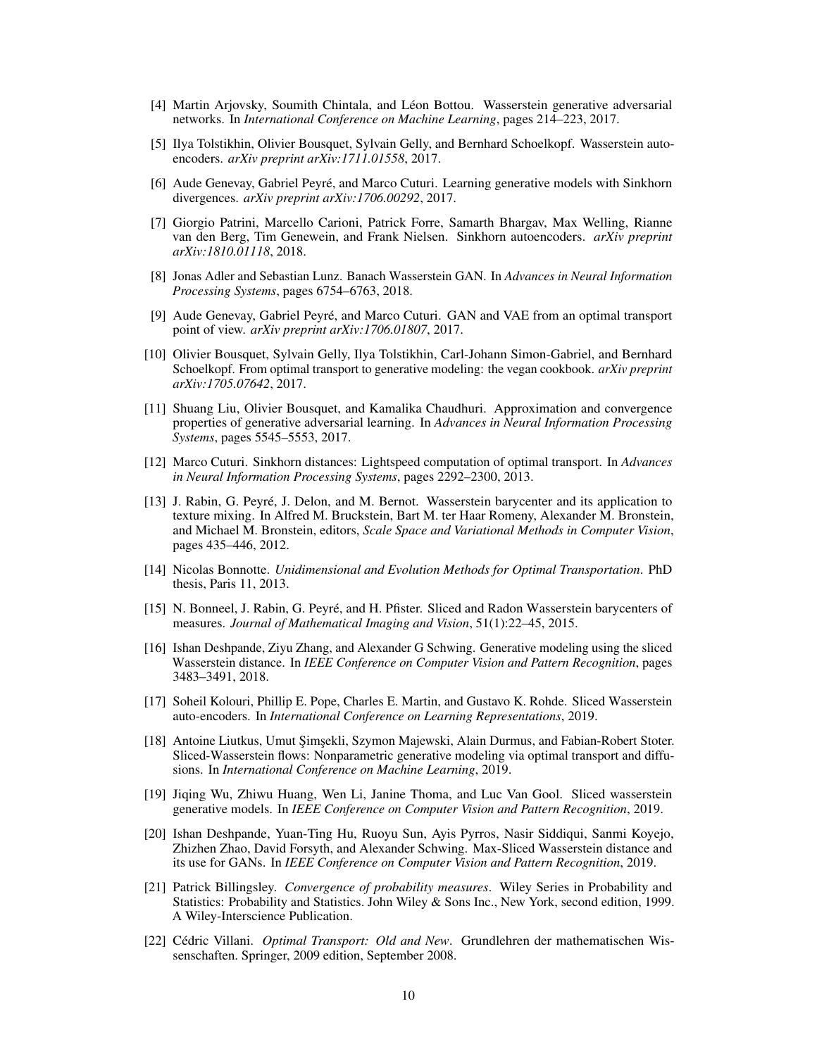[4] Martin Arjovsky, Soumith Chintala, and Léon Bottou. Wasserstein generative adversarial networks. In *International Conference on Machine Learning*, pages 214–223, 2017.

[5] Ilya Tolstikhin, Olivier Bousquet, Sylvain Gelly, and Bernhard Schoelkopf. Wasserstein auto-encoders. *arXiv preprint arXiv:1711.01558*, 2017.

[6] Aude Genevay, Gabriel Peyré, and Marco Cuturi. Learning generative models with Sinkhorn divergences. *arXiv preprint arXiv:1706.00292*, 2017.

[7] Giorgio Patrini, Marcello Carioni, Patrick Forre, Samarth Bhargav, Max Welling, Rianne van den Berg, Tim Genewein, and Frank Nielsen. Sinkhorn autoencoders. *arXiv preprint arXiv:1810.01118*, 2018.

[8] Jonas Adler and Sebastian Lunz. Banach Wasserstein GAN. In *Advances in Neural Information Processing Systems*, pages 6754–6763, 2018.

[9] Aude Genevay, Gabriel Peyré, and Marco Cuturi. GAN and VAE from an optimal transport point of view. *arXiv preprint arXiv:1706.01807*, 2017.

[10] Olivier Bousquet, Sylvain Gelly, Ilya Tolstikhin, Carl-Johann Simon-Gabriel, and Bernhard Schoelkopf. From optimal transport to generative modeling: the vegan cookbook. *arXiv preprint arXiv:1705.07642*, 2017.

[11] Shuang Liu, Olivier Bousquet, and Kamalika Chaudhuri. Approximation and convergence properties of generative adversarial learning. In *Advances in Neural Information Processing Systems*, pages 5545–5553, 2017.

[12] Marco Cuturi. Sinkhorn distances: Lightspeed computation of optimal transport. In *Advances in Neural Information Processing Systems*, pages 2292–2300, 2013.

[13] J. Rabin, G. Peyré, J. Delon, and M. Bernot. Wasserstein barycenter and its application to texture mixing. In Alfred M. Bruckstein, Bart M. ter Haar Romeny, Alexander M. Bronstein, and Michael M. Bronstein, editors, *Scale Space and Variational Methods in Computer Vision*, pages 435–446, 2012.

[14] Nicolas Bonnotte. *Unidimensional and Evolution Methods for Optimal Transportation*. PhD thesis, Paris 11, 2013.

[15] N. Bonneel, J. Rabin, G. Peyré, and H. Pfister. Sliced and Radon Wasserstein barycenters of measures. *Journal of Mathematical Imaging and Vision*, 51(1):22–45, 2015.

[16] Ishan Deshpande, Ziyu Zhang, and Alexander G Schwing. Generative modeling using the sliced Wasserstein distance. In *IEEE Conference on Computer Vision and Pattern Recognition*, pages 3483–3491, 2018.

[17] Soheil Kolouri, Phillip E. Pope, Charles E. Martin, and Gustavo K. Rohde. Sliced Wasserstein auto-encoders. In *International Conference on Learning Representations*, 2019.

[18] Antoine Liutkus, Umut Şimşekli, Szymon Majewski, Alain Durmus, and Fabian-Robert Stoter. Sliced-Wasserstein flows: Nonparametric generative modeling via optimal transport and diffusions. In *International Conference on Machine Learning*, 2019.

[19] Jiqing Wu, Zhiwu Huang, Wen Li, Janine Thoma, and Luc Van Gool. Sliced wasserstein generative models. In *IEEE Conference on Computer Vision and Pattern Recognition*, 2019.

[20] Ishan Deshpande, Yuan-Ting Hu, Ruoyu Sun, Ayis Pyrros, Nasir Siddiqui, Sanmi Koyejo, Zhizhen Zhao, David Forsyth, and Alexander Schwing. Max-Sliced Wasserstein distance and its use for GANs. In *IEEE Conference on Computer Vision and Pattern Recognition*, 2019.

[21] Patrick Billingsley. *Convergence of probability measures*. Wiley Series in Probability and Statistics: Probability and Statistics. John Wiley & Sons Inc., New York, second edition, 1999. A Wiley-Interscience Publication.

[22] Cédric Villani. *Optimal Transport: Old and New*. Grundlehren der mathematischen Wissenschaften. Springer, 2009 edition, September 2008.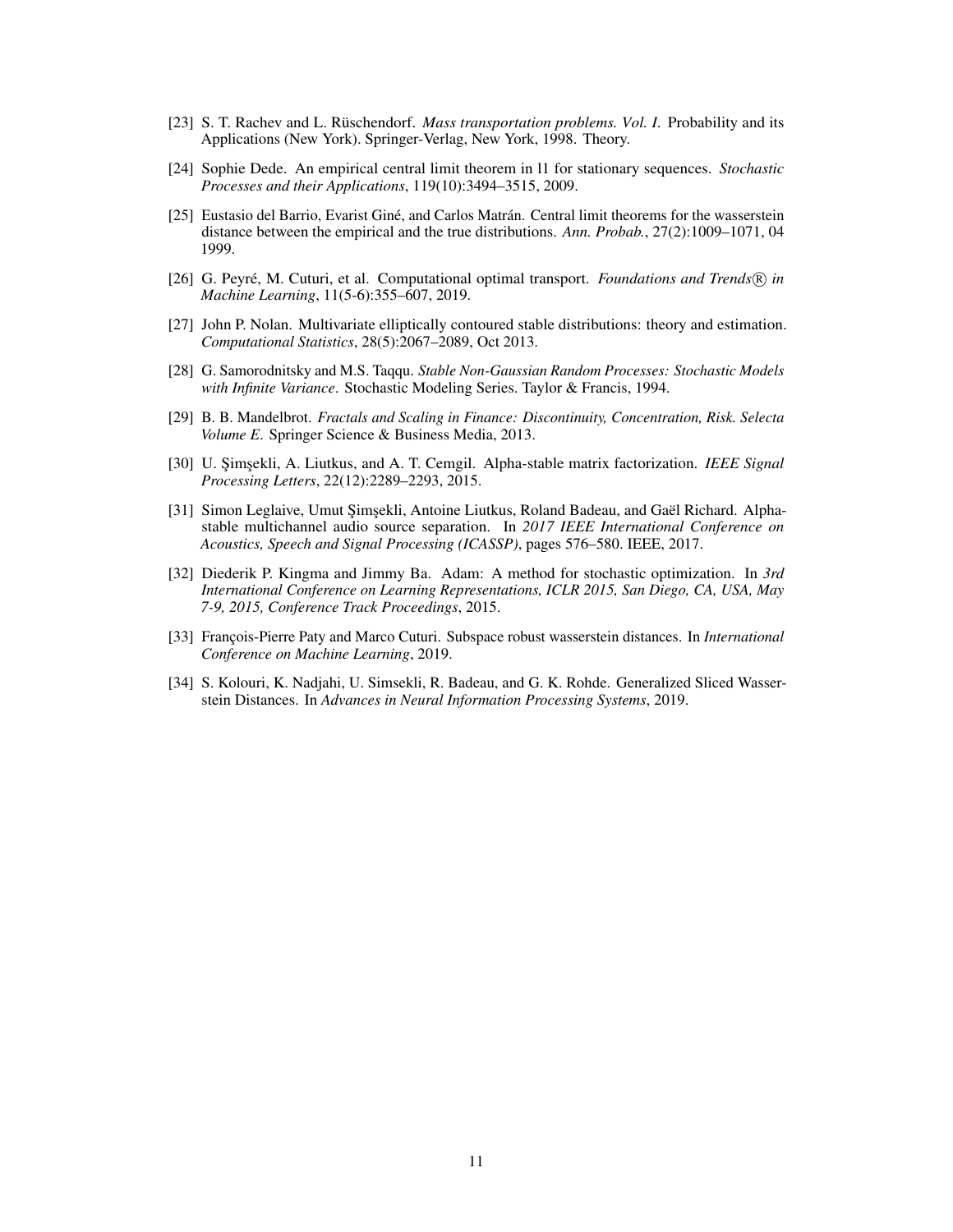[23] S. T. Rachev and L. Rüschendorf. *Mass transportation problems. Vol. I.* Probability and its Applications (New York). Springer-Verlag, New York, 1998. Theory.

[24] Sophie Dede. An empirical central limit theorem in l1 for stationary sequences. *Stochastic Processes and their Applications*, 119(10):3494–3515, 2009.

[25] Eustasio del Barrio, Evarist Giné, and Carlos Matrán. Central limit theorems for the wasserstein distance between the empirical and the true distributions. *Ann. Probab.*, 27(2):1009–1071, 04 1999.

[26] G. Peyré, M. Cuturi, et al. Computational optimal transport. *Foundations and Trends® in Machine Learning*, 11(5-6):355–607, 2019.

[27] John P. Nolan. Multivariate elliptically contoured stable distributions: theory and estimation. *Computational Statistics*, 28(5):2067–2089, Oct 2013.

[28] G. Samorodnitsky and M.S. Taqqu. *Stable Non-Gaussian Random Processes: Stochastic Models with Infinite Variance*. Stochastic Modeling Series. Taylor & Francis, 1994.

[29] B. B. Mandelbrot. *Fractals and Scaling in Finance: Discontinuity, Concentration, Risk. Selecta Volume E*. Springer Science & Business Media, 2013.

[30] U. Şimşekli, A. Liutkus, and A. T. Cemgil. Alpha-stable matrix factorization. *IEEE Signal Processing Letters*, 22(12):2289–2293, 2015.

[31] Simon Leglaive, Umut Şimşekli, Antoine Liutkus, Roland Badeau, and Gaël Richard. Alpha-stable multichannel audio source separation. In *2017 IEEE International Conference on Acoustics, Speech and Signal Processing (ICASSP)*, pages 576–580. IEEE, 2017.

[32] Diederik P. Kingma and Jimmy Ba. Adam: A method for stochastic optimization. In *3rd International Conference on Learning Representations, ICLR 2015, San Diego, CA, USA, May 7-9, 2015, Conference Track Proceedings*, 2015.

[33] François-Pierre Paty and Marco Cuturi. Subspace robust wasserstein distances. In *International Conference on Machine Learning*, 2019.

[34] S. Kolouri, K. Nadjahi, U. Simsekli, R. Badeau, and G. K. Rohde. Generalized Sliced Wasserstein Distances. In *Advances in Neural Information Processing Systems*, 2019.